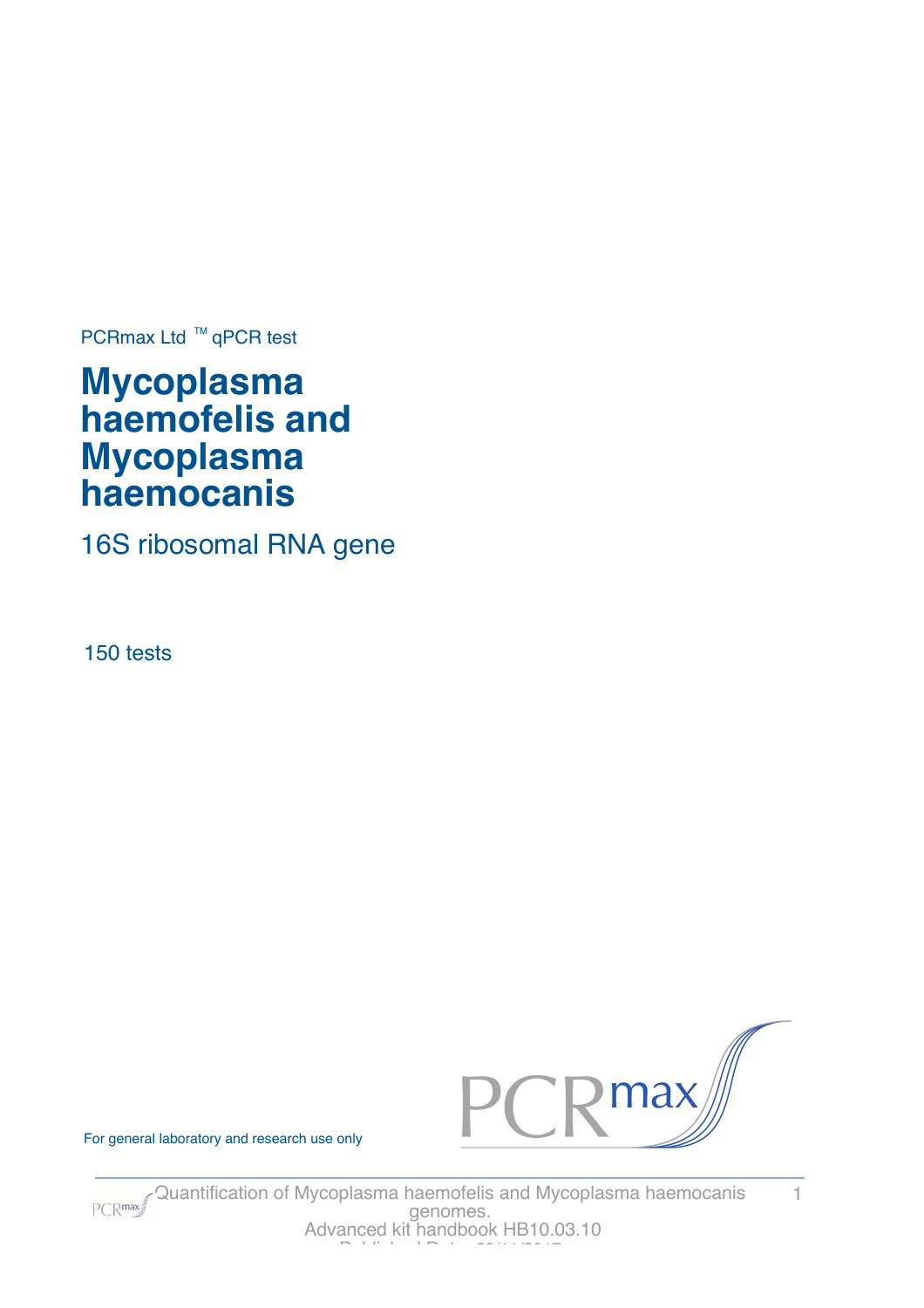PCRmax Ltd ™ qPCR test

# Mycoplasma haemofelis and Mycoplasma haemocanis

## 16S ribosomal RNA gene

150 tests

For general laboratory and research use only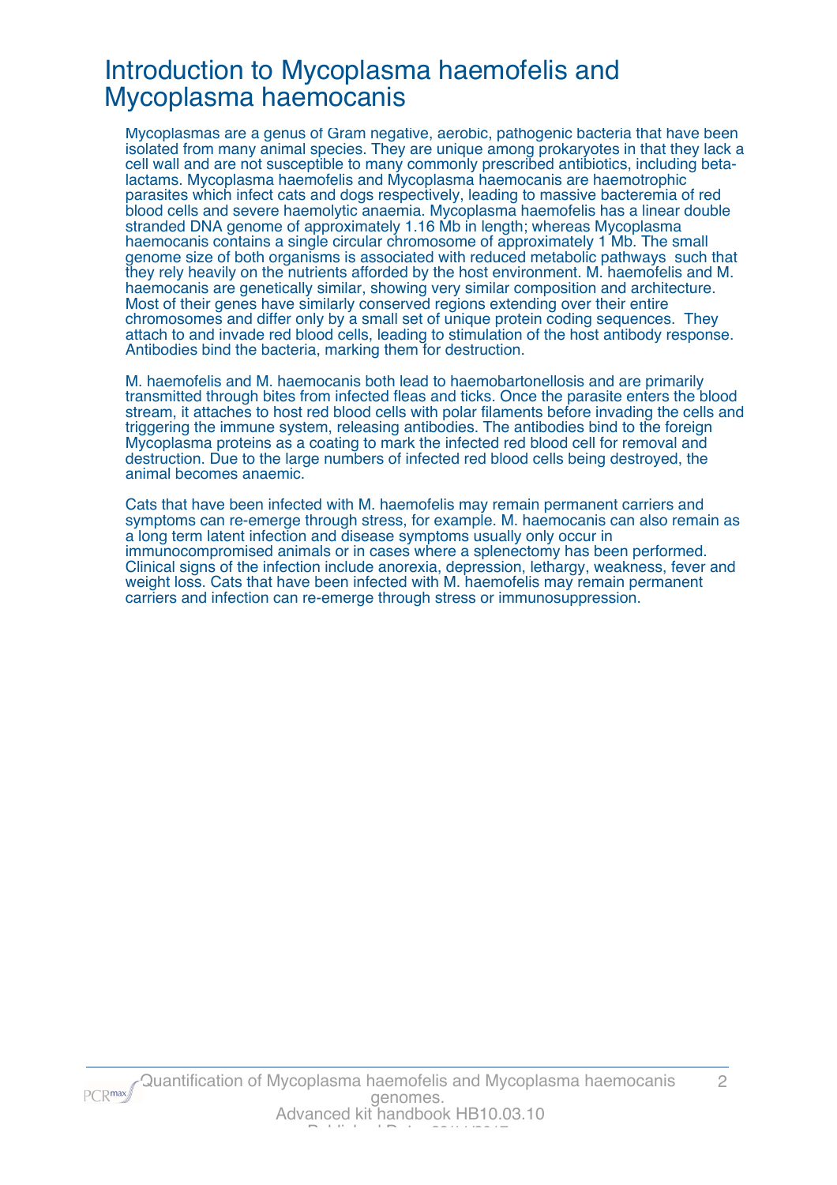# Introduction to Mycoplasma haemofelis and Mycoplasma haemocanis

Mycoplasmas are a genus of Gram negative, aerobic, pathogenic bacteria that have been isolated from many animal species. They are unique among prokaryotes in that they lack a cell wall and are not susceptible to many commonly prescribed antibiotics, including beta-lactams. Mycoplasma haemofelis and Mycoplasma haemocanis are haemotrophic parasites which infect cats and dogs respectively, leading to massive bacteremia of red blood cells and severe haemolytic anaemia. Mycoplasma haemofelis has a linear double stranded DNA genome of approximately 1.16 Mb in length; whereas Mycoplasma haemocanis contains a single circular chromosome of approximately 1 Mb. The small genome size of both organisms is associated with reduced metabolic pathways such that they rely heavily on the nutrients afforded by the host environment. M. haemofelis and M. haemocanis are genetically similar, showing very similar composition and architecture. Most of their genes have similarly conserved regions extending over their entire chromosomes and differ only by a small set of unique protein coding sequences. They attach to and invade red blood cells, leading to stimulation of the host antibody response. Antibodies bind the bacteria, marking them for destruction.

M. haemofelis and M. haemocanis both lead to haemobartonellosis and are primarily transmitted through bites from infected fleas and ticks. Once the parasite enters the blood stream, it attaches to host red blood cells with polar filaments before invading the cells and triggering the immune system, releasing antibodies. The antibodies bind to the foreign Mycoplasma proteins as a coating to mark the infected red blood cell for removal and destruction. Due to the large numbers of infected red blood cells being destroyed, the animal becomes anaemic.

Cats that have been infected with M. haemofelis may remain permanent carriers and symptoms can re-emerge through stress, for example. M. haemocanis can also remain as a long term latent infection and disease symptoms usually only occur in immunocompromised animals or in cases where a splenectomy has been performed. Clinical signs of the infection include anorexia, depression, lethargy, weakness, fever and weight loss. Cats that have been infected with M. haemofelis may remain permanent carriers and infection can re-emerge through stress or immunosuppression.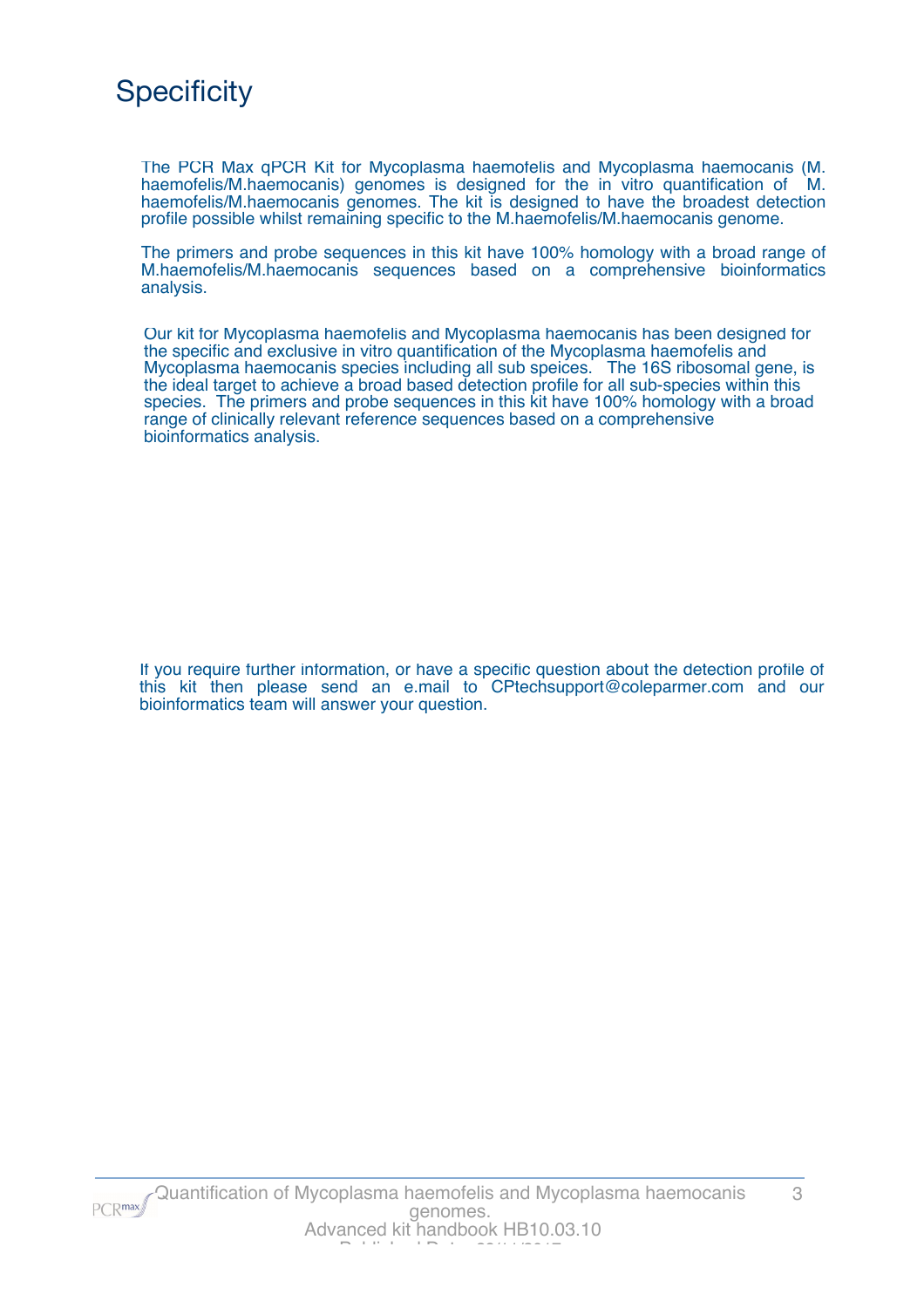# Specificity

The PCR Max qPCR Kit for Mycoplasma haemofelis and Mycoplasma haemocanis (M. haemofelis/M.haemocanis) genomes is designed for the in vitro quantification of M. haemofelis/M.haemocanis genomes. The kit is designed to have the broadest detection profile possible whilst remaining specific to the M.haemofelis/M.haemocanis genome.

The primers and probe sequences in this kit have 100% homology with a broad range of M.haemofelis/M.haemocanis sequences based on a comprehensive bioinformatics analysis.

Our kit for Mycoplasma haemofelis and Mycoplasma haemocanis has been designed for the specific and exclusive in vitro quantification of the Mycoplasma haemofelis and Mycoplasma haemocanis species including all sub speices. The 16S ribosomal gene, is the ideal target to achieve a broad based detection profile for all sub-species within this species. The primers and probe sequences in this kit have 100% homology with a broad range of clinically relevant reference sequences based on a comprehensive bioinformatics analysis.

If you require further information, or have a specific question about the detection profile of this kit then please send an e.mail to CPtechsupport@coleparmer.com and our bioinformatics team will answer your question.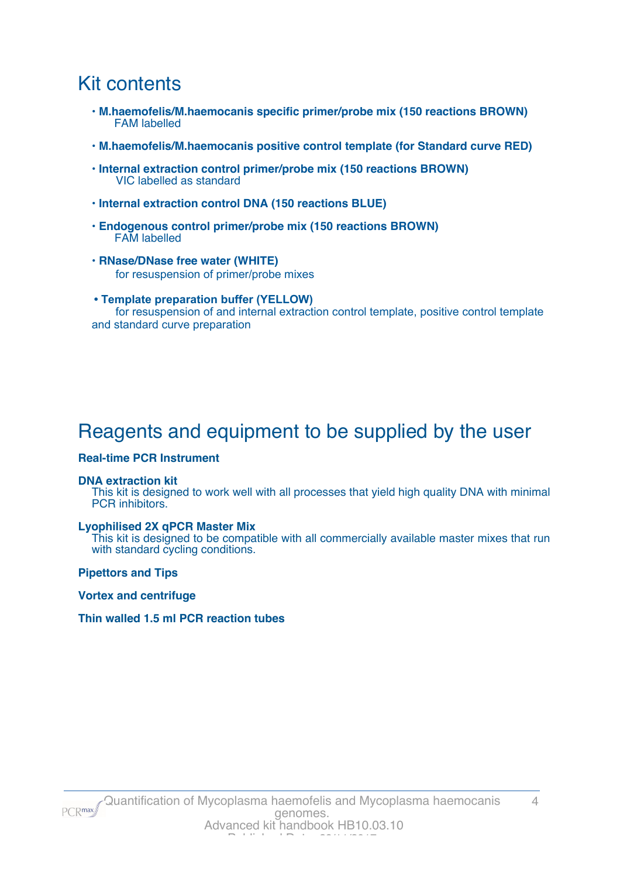# Kit contents

- **M.haemofelis/M.haemocanis specific primer/probe mix (150 reactions BROWN)**
  FAM labelled
- **M.haemofelis/M.haemocanis positive control template (for Standard curve RED)**
- **Internal extraction control primer/probe mix (150 reactions BROWN)**
  VIC labelled as standard
- **Internal extraction control DNA (150 reactions BLUE)**
- **Endogenous control primer/probe mix (150 reactions BROWN)**
  FAM labelled
- **RNase/DNase free water (WHITE)**
  for resuspension of primer/probe mixes
- **Template preparation buffer (YELLOW)**
  for resuspension of and internal extraction control template, positive control template and standard curve preparation

# Reagents and equipment to be supplied by the user

**Real-time PCR Instrument**

**DNA extraction kit**
This kit is designed to work well with all processes that yield high quality DNA with minimal PCR inhibitors.

**Lyophilised 2X qPCR Master Mix**
This kit is designed to be compatible with all commercially available master mixes that run with standard cycling conditions.

**Pipettors and Tips**

**Vortex and centrifuge**

**Thin walled 1.5 ml PCR reaction tubes**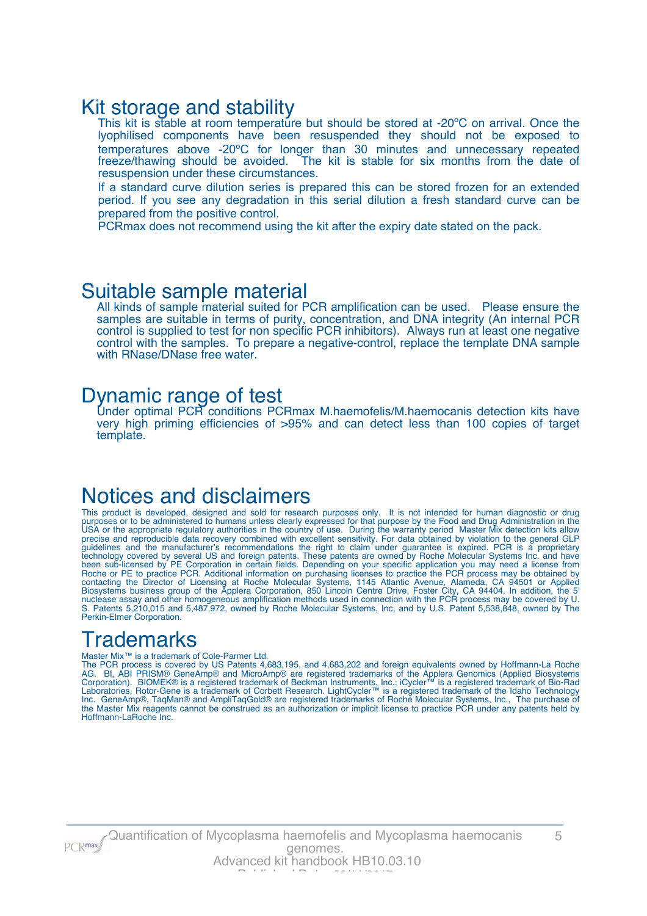## Kit storage and stability

This kit is stable at room temperature but should be stored at -20ºC on arrival. Once the lyophilised components have been resuspended they should not be exposed to temperatures above -20ºC for longer than 30 minutes and unnecessary repeated freeze/thawing should be avoided. The kit is stable for six months from the date of resuspension under these circumstances.

If a standard curve dilution series is prepared this can be stored frozen for an extended period. If you see any degradation in this serial dilution a fresh standard curve can be prepared from the positive control.

PCRmax does not recommend using the kit after the expiry date stated on the pack.

## Suitable sample material

All kinds of sample material suited for PCR amplification can be used. Please ensure the samples are suitable in terms of purity, concentration, and DNA integrity (An internal PCR control is supplied to test for non specific PCR inhibitors). Always run at least one negative control with the samples. To prepare a negative-control, replace the template DNA sample with RNase/DNase free water.

## Dynamic range of test

Under optimal PCR conditions PCRmax M.haemofelis/M.haemocanis detection kits have very high priming efficiencies of >95% and can detect less than 100 copies of target template.

## Notices and disclaimers

This product is developed, designed and sold for research purposes only. It is not intended for human diagnostic or drug purposes or to be administered to humans unless clearly expressed for that purpose by the Food and Drug Administration in the USA or the appropriate regulatory authorities in the country of use. During the warranty period Master Mix detection kits allow precise and reproducible data recovery combined with excellent sensitivity. For data obtained by violation to the general GLP guidelines and the manufacturer's recommendations the right to claim under guarantee is expired. PCR is a proprietary technology covered by several US and foreign patents. These patents are owned by Roche Molecular Systems Inc. and have been sub-licensed by PE Corporation in certain fields. Depending on your specific application you may need a license from Roche or PE to practice PCR. Additional information on purchasing licenses to practice the PCR process may be obtained by contacting the Director of Licensing at Roche Molecular Systems, 1145 Atlantic Avenue, Alameda, CA 94501 or Applied Biosystems business group of the Applera Corporation, 850 Lincoln Centre Drive, Foster City, CA 94404. In addition, the 5' nuclease assay and other homogeneous amplification methods used in connection with the PCR process may be covered by U. S. Patents 5,210,015 and 5,487,972, owned by Roche Molecular Systems, Inc, and by U.S. Patent 5,538,848, owned by The Perkin-Elmer Corporation.

## Trademarks

Master Mix™ is a trademark of Cole-Parmer Ltd.
The PCR process is covered by US Patents 4,683,195, and 4,683,202 and foreign equivalents owned by Hoffmann-La Roche AG. BI, ABI PRISM® GeneAmp® and MicroAmp® are registered trademarks of the Applera Genomics (Applied Biosystems Corporation). BIOMEK® is a registered trademark of Beckman Instruments, Inc.; iCycler™ is a registered trademark of Bio-Rad Laboratories, Rotor-Gene is a trademark of Corbett Research. LightCycler™ is a registered trademark of the Idaho Technology Inc. GeneAmp®, TaqMan® and AmpliTaqGold® are registered trademarks of Roche Molecular Systems, Inc., The purchase of the Master Mix reagents cannot be construed as an authorization or implicit license to practice PCR under any patents held by Hoffmann-LaRoche Inc.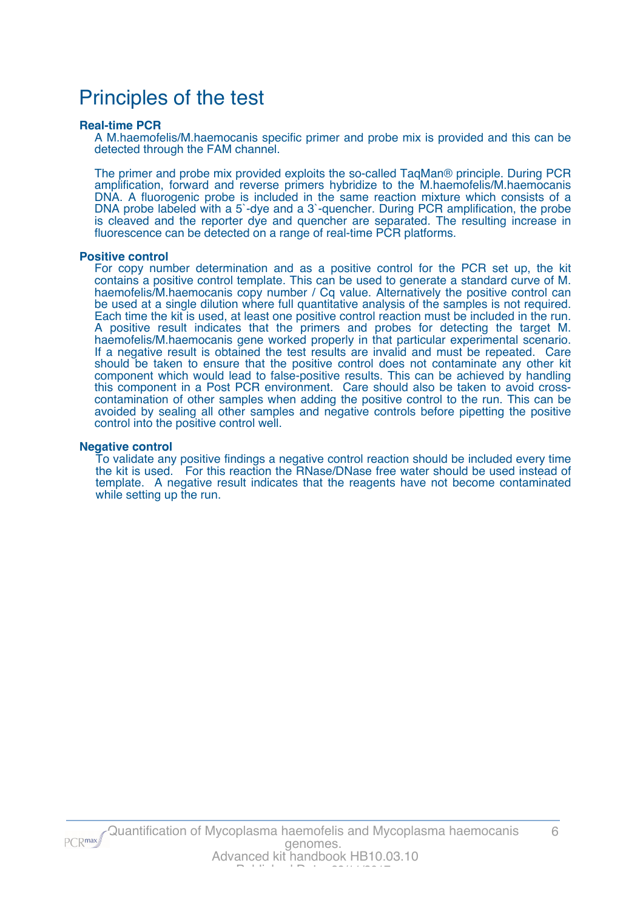# Principles of the test

### Real-time PCR

A M.haemofelis/M.haemocanis specific primer and probe mix is provided and this can be detected through the FAM channel.

The primer and probe mix provided exploits the so-called TaqMan® principle. During PCR amplification, forward and reverse primers hybridize to the M.haemofelis/M.haemocanis DNA. A fluorogenic probe is included in the same reaction mixture which consists of a DNA probe labeled with a 5`-dye and a 3`-quencher. During PCR amplification, the probe is cleaved and the reporter dye and quencher are separated. The resulting increase in fluorescence can be detected on a range of real-time PCR platforms.

### Positive control

For copy number determination and as a positive control for the PCR set up, the kit contains a positive control template. This can be used to generate a standard curve of M. haemofelis/M.haemocanis copy number / Cq value. Alternatively the positive control can be used at a single dilution where full quantitative analysis of the samples is not required. Each time the kit is used, at least one positive control reaction must be included in the run. A positive result indicates that the primers and probes for detecting the target M. haemofelis/M.haemocanis gene worked properly in that particular experimental scenario. If a negative result is obtained the test results are invalid and must be repeated. Care should be taken to ensure that the positive control does not contaminate any other kit component which would lead to false-positive results. This can be achieved by handling this component in a Post PCR environment. Care should also be taken to avoid cross-contamination of other samples when adding the positive control to the run. This can be avoided by sealing all other samples and negative controls before pipetting the positive control into the positive control well.

### Negative control

To validate any positive findings a negative control reaction should be included every time the kit is used. For this reaction the RNase/DNase free water should be used instead of template. A negative result indicates that the reagents have not become contaminated while setting up the run.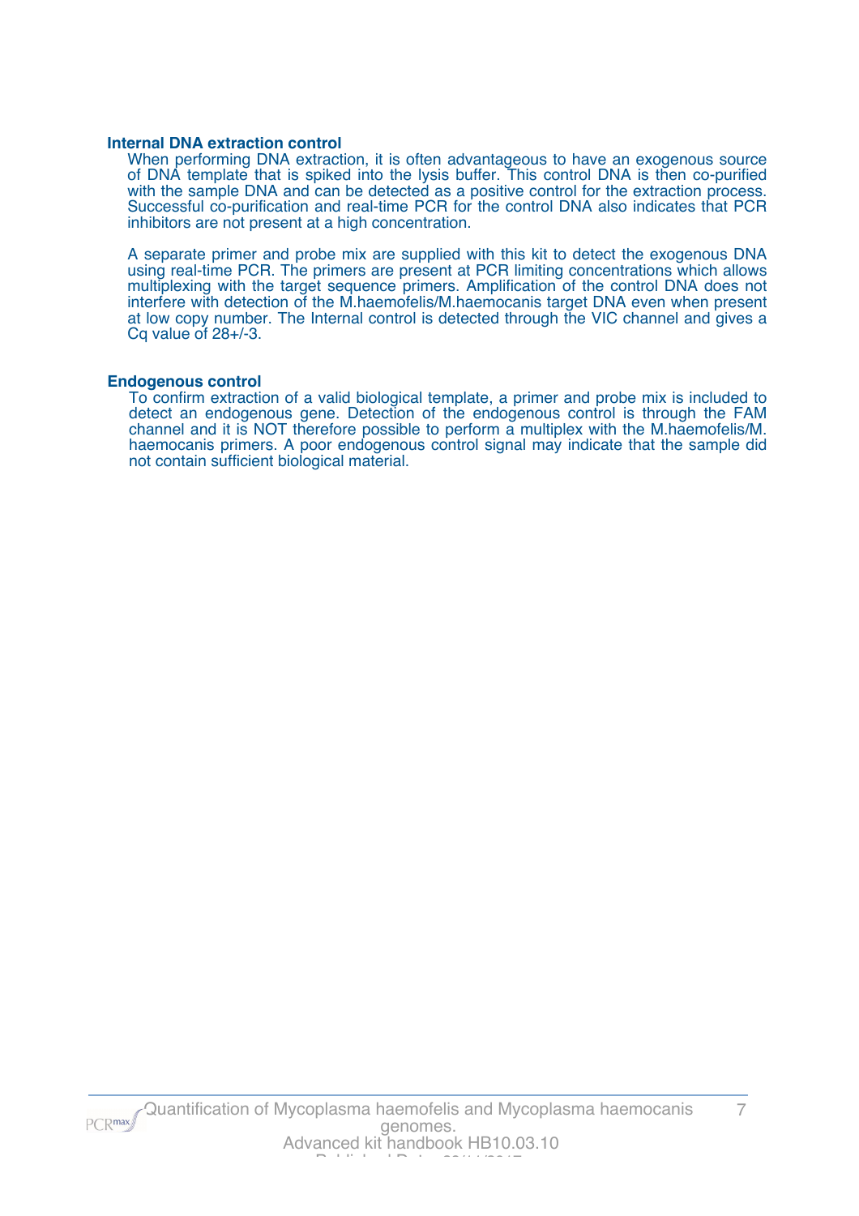### Internal DNA extraction control

When performing DNA extraction, it is often advantageous to have an exogenous source of DNA template that is spiked into the lysis buffer. This control DNA is then co-purified with the sample DNA and can be detected as a positive control for the extraction process. Successful co-purification and real-time PCR for the control DNA also indicates that PCR inhibitors are not present at a high concentration.

A separate primer and probe mix are supplied with this kit to detect the exogenous DNA using real-time PCR. The primers are present at PCR limiting concentrations which allows multiplexing with the target sequence primers. Amplification of the control DNA does not interfere with detection of the M.haemofelis/M.haemocanis target DNA even when present at low copy number. The Internal control is detected through the VIC channel and gives a Cq value of 28+/-3.

### Endogenous control

To confirm extraction of a valid biological template, a primer and probe mix is included to detect an endogenous gene. Detection of the endogenous control is through the FAM channel and it is NOT therefore possible to perform a multiplex with the M.haemofelis/M. haemocanis primers. A poor endogenous control signal may indicate that the sample did not contain sufficient biological material.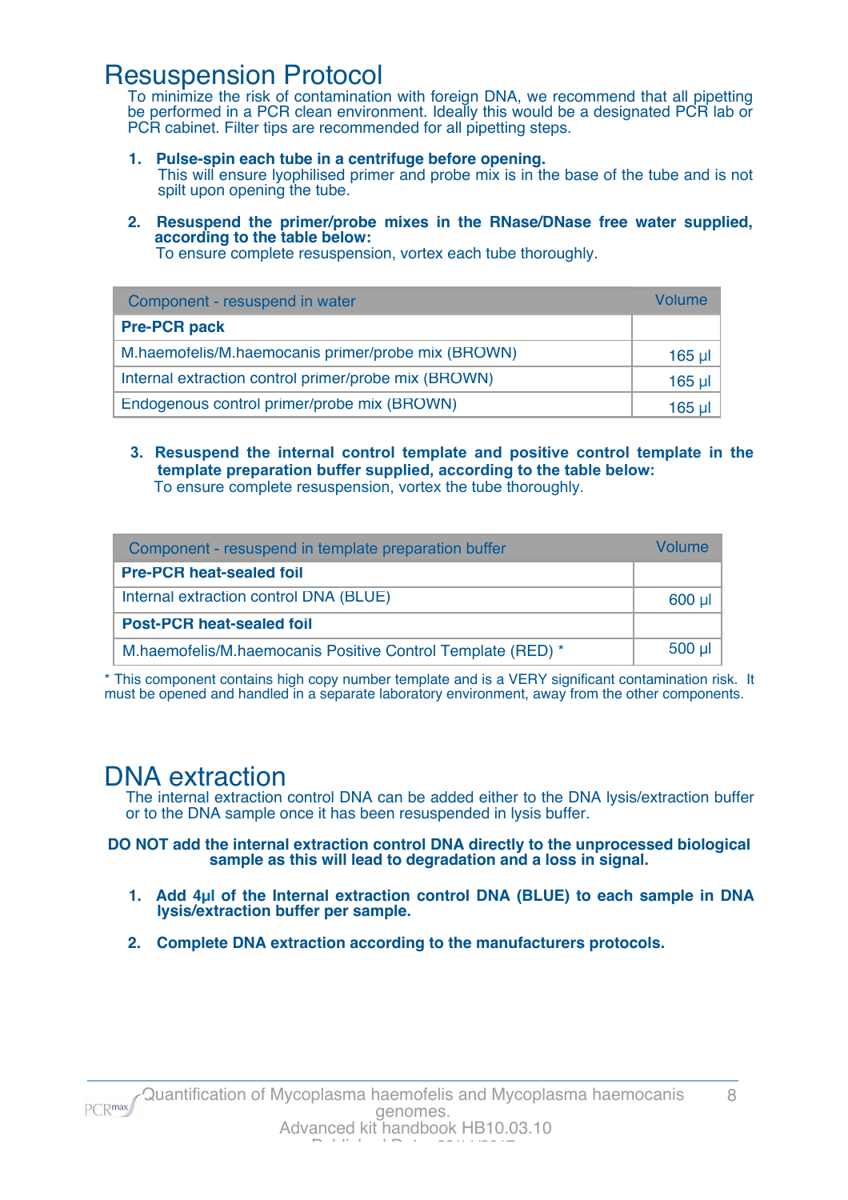# Resuspension Protocol

To minimize the risk of contamination with foreign DNA, we recommend that all pipetting be performed in a PCR clean environment. Ideally this would be a designated PCR lab or PCR cabinet. Filter tips are recommended for all pipetting steps.

1. **Pulse-spin each tube in a centrifuge before opening.**
   This will ensure lyophilised primer and probe mix is in the base of the tube and is not spilt upon opening the tube.

2. **Resuspend the primer/probe mixes in the RNase/DNase free water supplied, according to the table below:**
   To ensure complete resuspension, vortex each tube thoroughly.

| Component - resuspend in water | Volume |
|---|---|
| **Pre-PCR pack** | |
| M.haemofelis/M.haemocanis primer/probe mix (BROWN) | 165 µl |
| Internal extraction control primer/probe mix (BROWN) | 165 µl |
| Endogenous control primer/probe mix (BROWN) | 165 µl |

3. **Resuspend the internal control template and positive control template in the template preparation buffer supplied, according to the table below:**
   To ensure complete resuspension, vortex the tube thoroughly.

| Component - resuspend in template preparation buffer | Volume |
|---|---|
| **Pre-PCR heat-sealed foil** | |
| Internal extraction control DNA (BLUE) | 600 µl |
| **Post-PCR heat-sealed foil** | |
| M.haemofelis/M.haemocanis Positive Control Template (RED) * | 500 µl |

* This component contains high copy number template and is a VERY significant contamination risk. It must be opened and handled in a separate laboratory environment, away from the other components.

# DNA extraction

The internal extraction control DNA can be added either to the DNA lysis/extraction buffer or to the DNA sample once it has been resuspended in lysis buffer.

**DO NOT add the internal extraction control DNA directly to the unprocessed biological sample as this will lead to degradation and a loss in signal.**

1. **Add 4µl of the Internal extraction control DNA (BLUE) to each sample in DNA lysis/extraction buffer per sample.**

2. **Complete DNA extraction according to the manufacturers protocols.**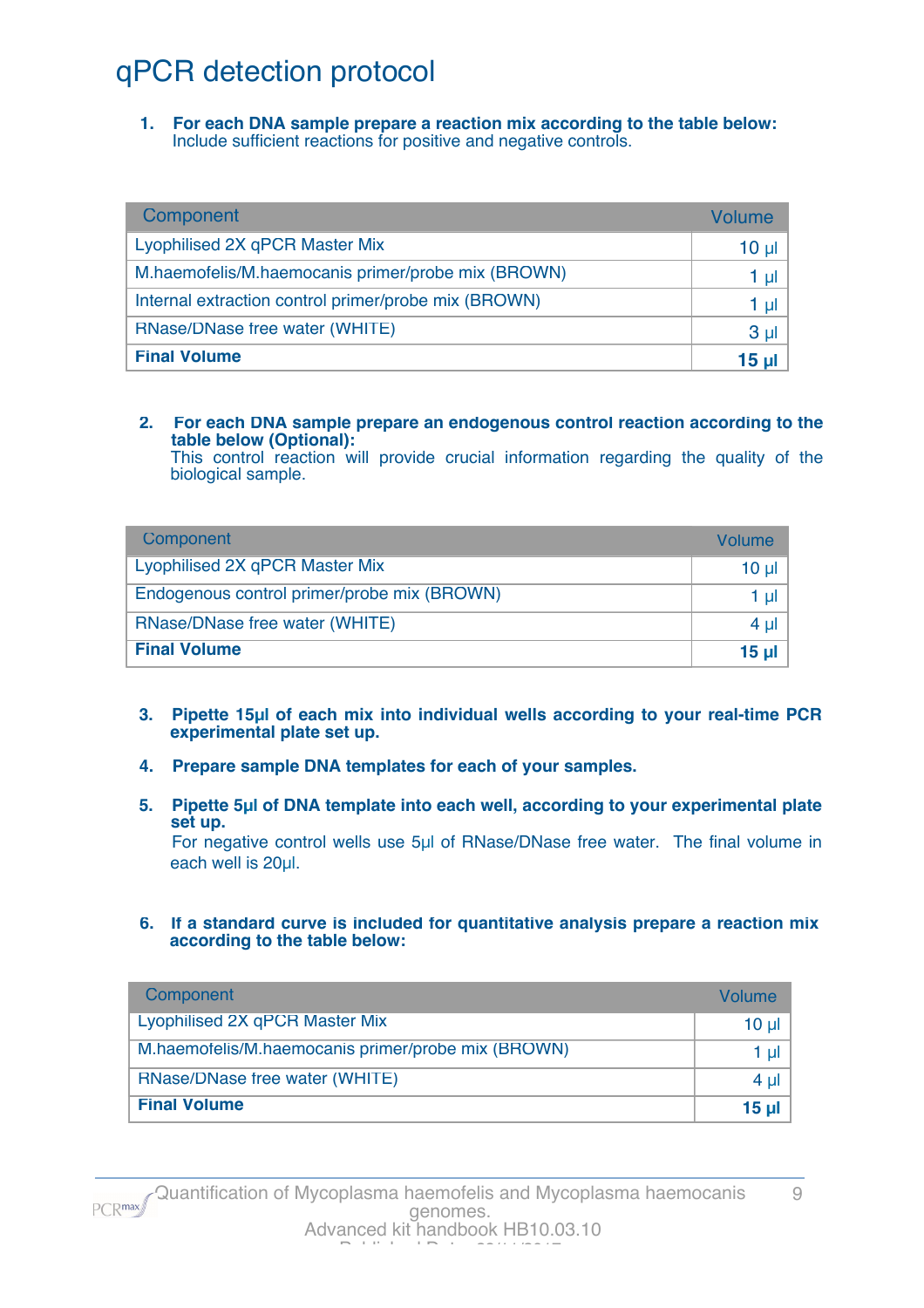# qPCR detection protocol

1. **For each DNA sample prepare a reaction mix according to the table below:**
   Include sufficient reactions for positive and negative controls.

| Component | Volume |
| --- | --- |
| Lyophilised 2X qPCR Master Mix | 10 µl |
| M.haemofelis/M.haemocanis primer/probe mix (BROWN) | 1 µl |
| Internal extraction control primer/probe mix (BROWN) | 1 µl |
| RNase/DNase free water (WHITE) | 3 µl |
| **Final Volume** | **15 µl** |

2. **For each DNA sample prepare an endogenous control reaction according to the table below (Optional):**
   This control reaction will provide crucial information regarding the quality of the biological sample.

| Component | Volume |
| --- | --- |
| Lyophilised 2X qPCR Master Mix | 10 µl |
| Endogenous control primer/probe mix (BROWN) | 1 µl |
| RNase/DNase free water (WHITE) | 4 µl |
| **Final Volume** | **15 µl** |

3. **Pipette 15µl of each mix into individual wells according to your real-time PCR experimental plate set up.**

4. **Prepare sample DNA templates for each of your samples.**

5. **Pipette 5µl of DNA template into each well, according to your experimental plate set up.**
   For negative control wells use 5µl of RNase/DNase free water. The final volume in each well is 20µl.

6. **If a standard curve is included for quantitative analysis prepare a reaction mix according to the table below:**

| Component | Volume |
| --- | --- |
| Lyophilised 2X qPCR Master Mix | 10 µl |
| M.haemofelis/M.haemocanis primer/probe mix (BROWN) | 1 µl |
| RNase/DNase free water (WHITE) | 4 µl |
| **Final Volume** | **15 µl** |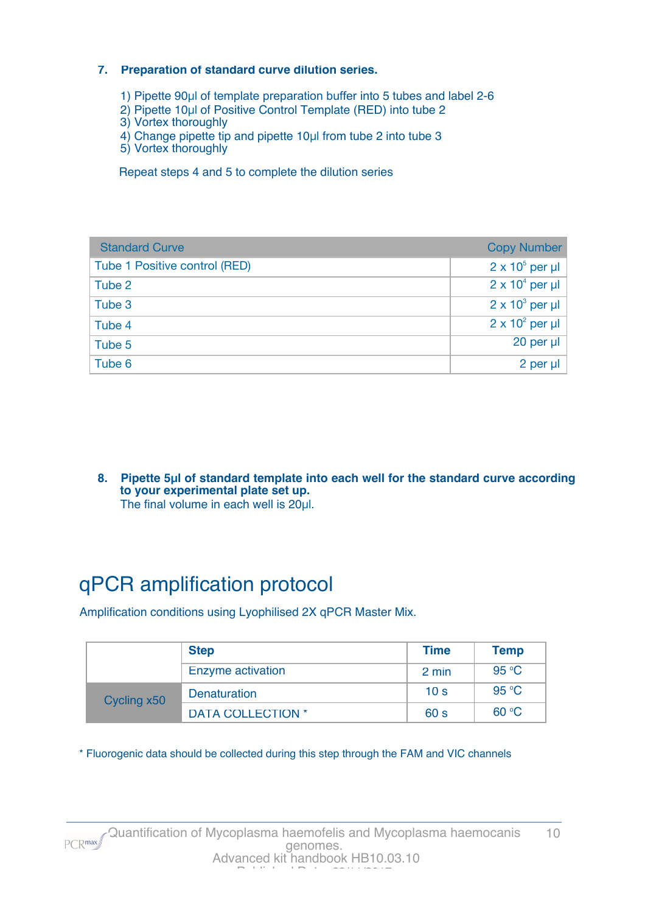**7. Preparation of standard curve dilution series.**

1) Pipette 90µl of template preparation buffer into 5 tubes and label 2-6
2) Pipette 10µl of Positive Control Template (RED) into tube 2
3) Vortex thoroughly
4) Change pipette tip and pipette 10µl from tube 2 into tube 3
5) Vortex thoroughly

Repeat steps 4 and 5 to complete the dilution series

| Standard Curve | Copy Number |
|---|---|
| Tube 1 Positive control (RED) | $2 \times 10^5$ per µl |
| Tube 2 | $2 \times 10^4$ per µl |
| Tube 3 | $2 \times 10^3$ per µl |
| Tube 4 | $2 \times 10^2$ per µl |
| Tube 5 | 20 per µl |
| Tube 6 | 2 per µl |

**8. Pipette 5µl of standard template into each well for the standard curve according to your experimental plate set up.**

The final volume in each well is 20µl.

# qPCR amplification protocol

Amplification conditions using Lyophilised 2X qPCR Master Mix.

| | Step | Time | Temp |
|---|---|---|---|
| | Enzyme activation | 2 min | 95 °C |
| Cycling x50 | Denaturation | 10 s | 95 °C |
| | DATA COLLECTION * | 60 s | 60 °C |

* Fluorogenic data should be collected during this step through the FAM and VIC channels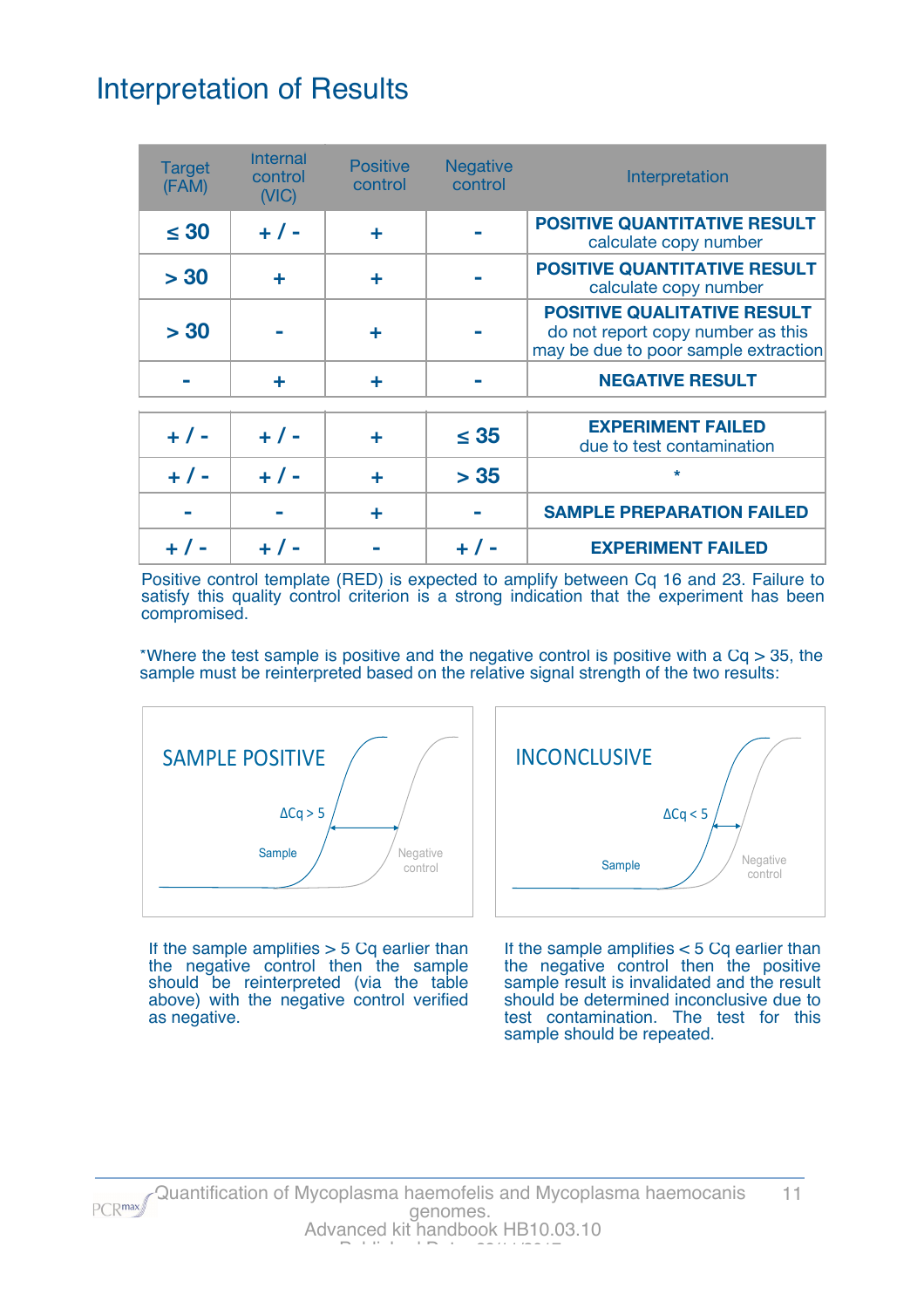# Interpretation of Results

| Target (FAM) | Internal control (VIC) | Positive control | Negative control | Interpretation |
|---|---|---|---|---|
| ≤ 30 | + / - | + | - | **POSITIVE QUANTITATIVE RESULT** calculate copy number |
| > 30 | + | + | - | **POSITIVE QUANTITATIVE RESULT** calculate copy number |
| > 30 | - | + | - | **POSITIVE QUALITATIVE RESULT** do not report copy number as this may be due to poor sample extraction |
| - | + | + | - | **NEGATIVE RESULT** |
| + / - | + / - | + | ≤ 35 | **EXPERIMENT FAILED** due to test contamination |
| + / - | + / - | + | > 35 | * |
| - | - | + | - | **SAMPLE PREPARATION FAILED** |
| + / - | + / - | - | + / - | **EXPERIMENT FAILED** |

Positive control template (RED) is expected to amplify between Cq 16 and 23. Failure to satisfy this quality control criterion is a strong indication that the experiment has been compromised.

*Where the test sample is positive and the negative control is positive with a Cq > 35, the sample must be reinterpreted based on the relative signal strength of the two results:

SAMPLE POSITIVE

ΔCq > 5

Sample

Negative control

If the sample amplifies > 5 Cq earlier than the negative control then the sample should be reinterpreted (via the table above) with the negative control verified as negative.

INCONCLUSIVE

ΔCq < 5

Sample

Negative control

If the sample amplifies < 5 Cq earlier than the negative control then the positive sample result is invalidated and the result should be determined inconclusive due to test contamination. The test for this sample should be repeated.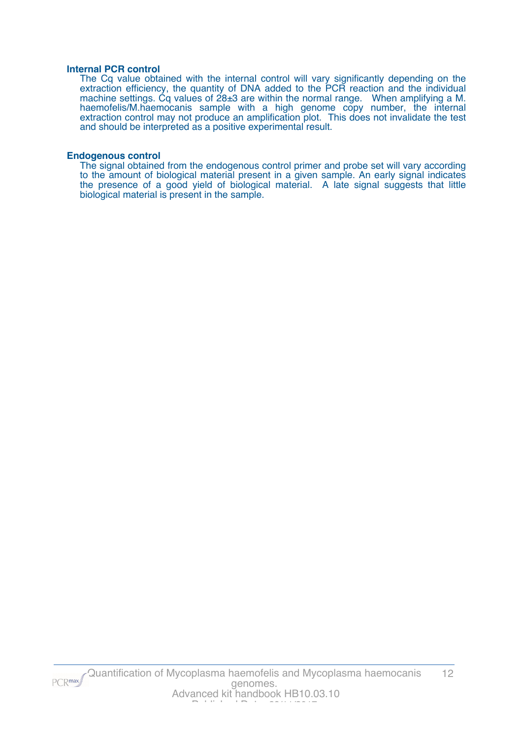**Internal PCR control**

The Cq value obtained with the internal control will vary significantly depending on the extraction efficiency, the quantity of DNA added to the PCR reaction and the individual machine settings. Cq values of 28±3 are within the normal range. When amplifying a M. haemofelis/M.haemocanis sample with a high genome copy number, the internal extraction control may not produce an amplification plot. This does not invalidate the test and should be interpreted as a positive experimental result.

**Endogenous control**

The signal obtained from the endogenous control primer and probe set will vary according to the amount of biological material present in a given sample. An early signal indicates the presence of a good yield of biological material. A late signal suggests that little biological material is present in the sample.